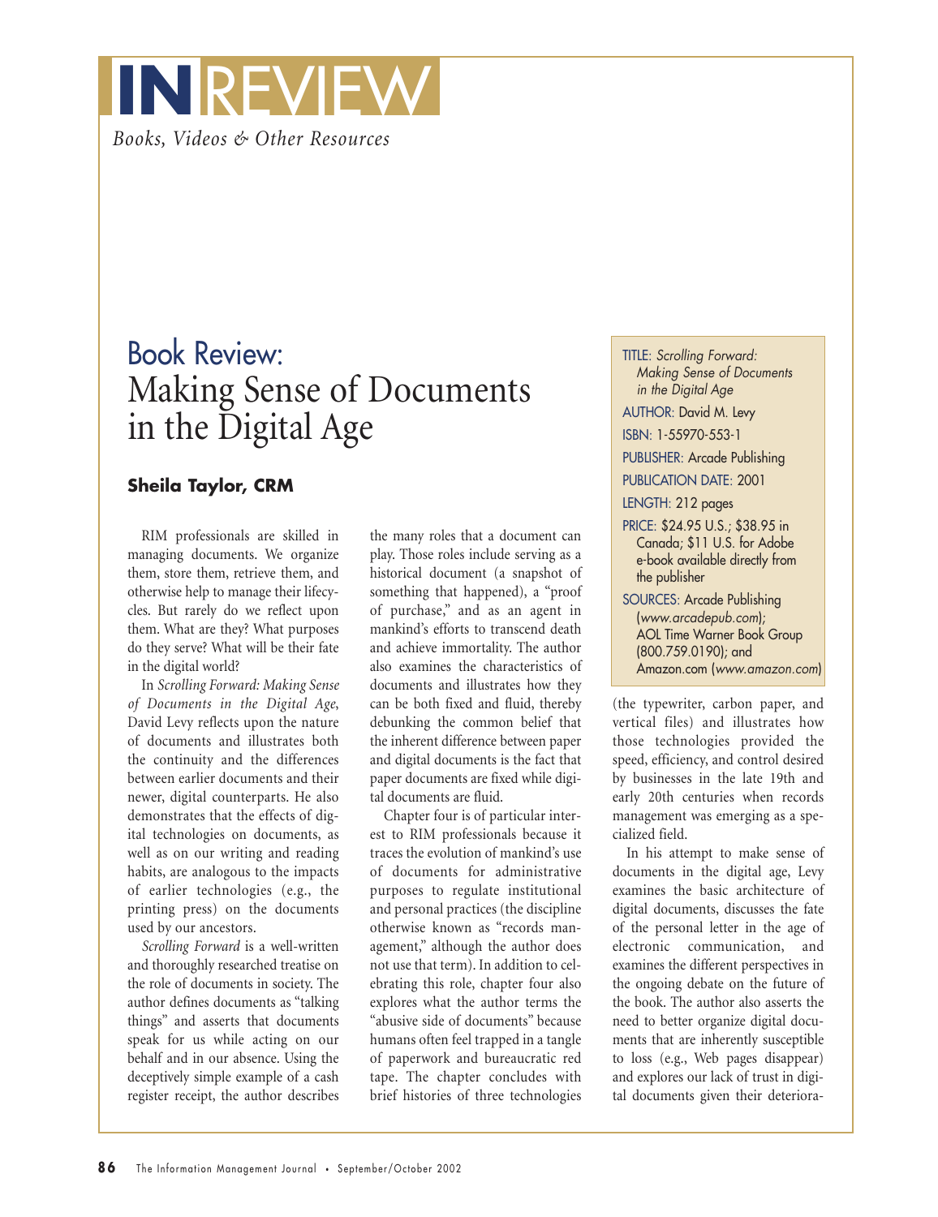# IN REVIEW

*Books, Videos & Other Resources*

## Book Review: Making Sense of Documents in the Digital Age

**Sheila Taylor, CRM**

TITLE: *Scrolling Forward: Making Sense of Documents in the Digital Age*

AUTHOR: David M. Levy

ISBN: 1-55970-553-1

PUBLISHER: Arcade Publishing

PUBLICATION DATE: 2001

LENGTH: 212 pages

PRICE: $24.95 U.S.; $38.95 in Canada; $11 U.S. for Adobe e-book available directly from the publisher

SOURCES: Arcade Publishing (*www.arcadepub.com*); AOL Time Warner Book Group (800.759.0190); and Amazon.com (*www.amazon.com*)

RIM professionals are skilled in managing documents. We organize them, store them, retrieve them, and otherwise help to manage their lifecycles. But rarely do we reflect upon them. What are they? What purposes do they serve? What will be their fate in the digital world?

In *Scrolling Forward: Making Sense of Documents in the Digital Age*, David Levy reflects upon the nature of documents and illustrates both the continuity and the differences between earlier documents and their newer, digital counterparts. He also demonstrates that the effects of digital technologies on documents, as well as on our writing and reading habits, are analogous to the impacts of earlier technologies (e.g., the printing press) on the documents used by our ancestors.

*Scrolling Forward* is a well-written and thoroughly researched treatise on the role of documents in society. The author defines documents as "talking things" and asserts that documents speak for us while acting on our behalf and in our absence. Using the deceptively simple example of a cash register receipt, the author describes the many roles that a document can play. Those roles include serving as a historical document (a snapshot of something that happened), a "proof of purchase," and as an agent in mankind's efforts to transcend death and achieve immortality. The author also examines the characteristics of documents and illustrates how they can be both fixed and fluid, thereby debunking the common belief that the inherent difference between paper and digital documents is the fact that paper documents are fixed while digital documents are fluid.

Chapter four is of particular interest to RIM professionals because it traces the evolution of mankind's use of documents for administrative purposes to regulate institutional and personal practices (the discipline otherwise known as "records management," although the author does not use that term). In addition to celebrating this role, chapter four also explores what the author terms the "abusive side of documents" because humans often feel trapped in a tangle of paperwork and bureaucratic red tape. The chapter concludes with brief histories of three technologies (the typewriter, carbon paper, and vertical files) and illustrates how those technologies provided the speed, efficiency, and control desired by businesses in the late 19th and early 20th centuries when records management was emerging as a specialized field.

In his attempt to make sense of documents in the digital age, Levy examines the basic architecture of digital documents, discusses the fate of the personal letter in the age of electronic communication, and examines the different perspectives in the ongoing debate on the future of the book. The author also asserts the need to better organize digital documents that are inherently susceptible to loss (e.g., Web pages disappear) and explores our lack of trust in digital documents given their deteriora-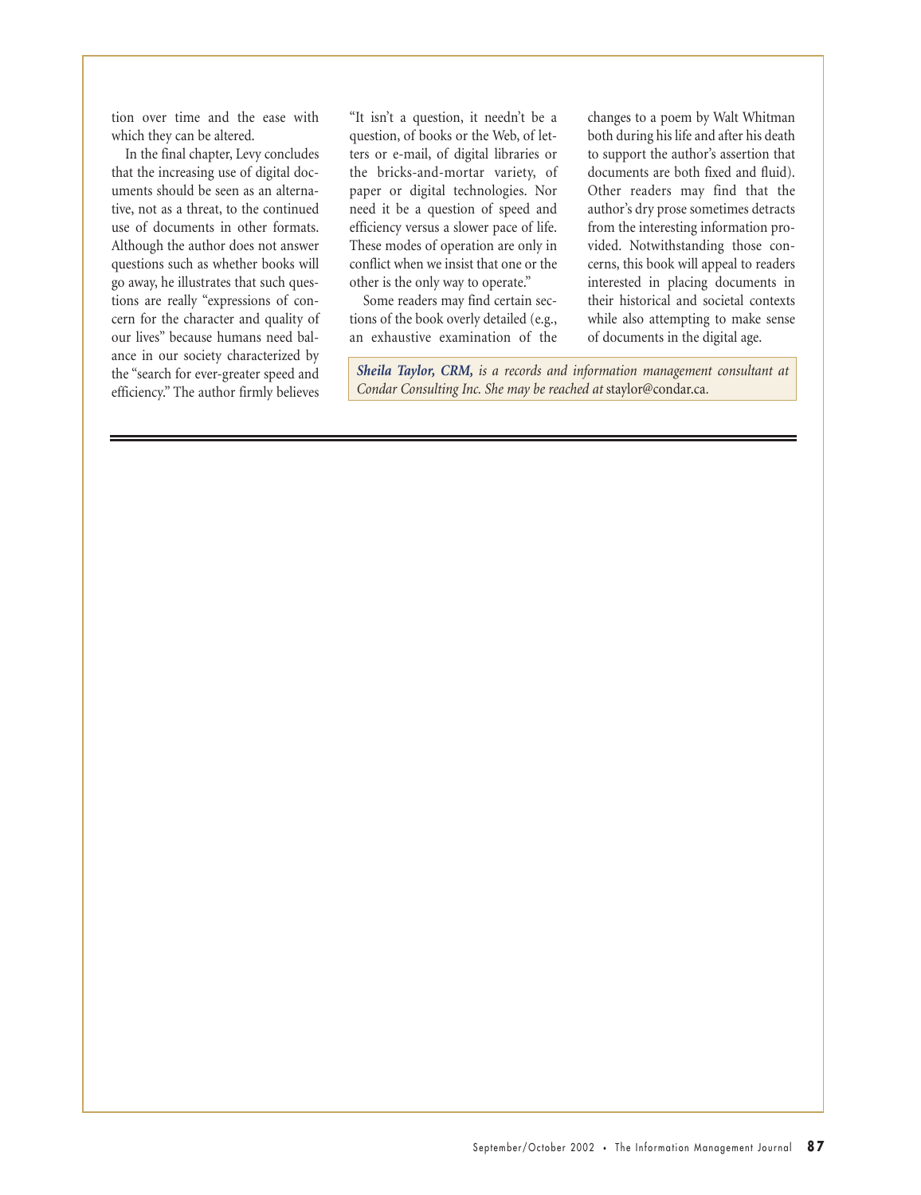tion over time and the ease with which they can be altered.

In the final chapter, Levy concludes that the increasing use of digital documents should be seen as an alternative, not as a threat, to the continued use of documents in other formats. Although the author does not answer questions such as whether books will go away, he illustrates that such questions are really "expressions of concern for the character and quality of our lives" because humans need balance in our society characterized by the "search for ever-greater speed and efficiency." The author firmly believes "It isn't a question, it needn't be a question, of books or the Web, of letters or e-mail, of digital libraries or the bricks-and-mortar variety, of paper or digital technologies. Nor need it be a question of speed and efficiency versus a slower pace of life. These modes of operation are only in conflict when we insist that one or the other is the only way to operate."

Some readers may find certain sections of the book overly detailed (e.g., an exhaustive examination of the changes to a poem by Walt Whitman both during his life and after his death to support the author's assertion that documents are both fixed and fluid). Other readers may find that the author's dry prose sometimes detracts from the interesting information provided. Notwithstanding those concerns, this book will appeal to readers interested in placing documents in their historical and societal contexts while also attempting to make sense of documents in the digital age.

***Sheila Taylor, CRM,*** *is a records and information management consultant at Condar Consulting Inc. She may be reached at* staylor@condar.ca.